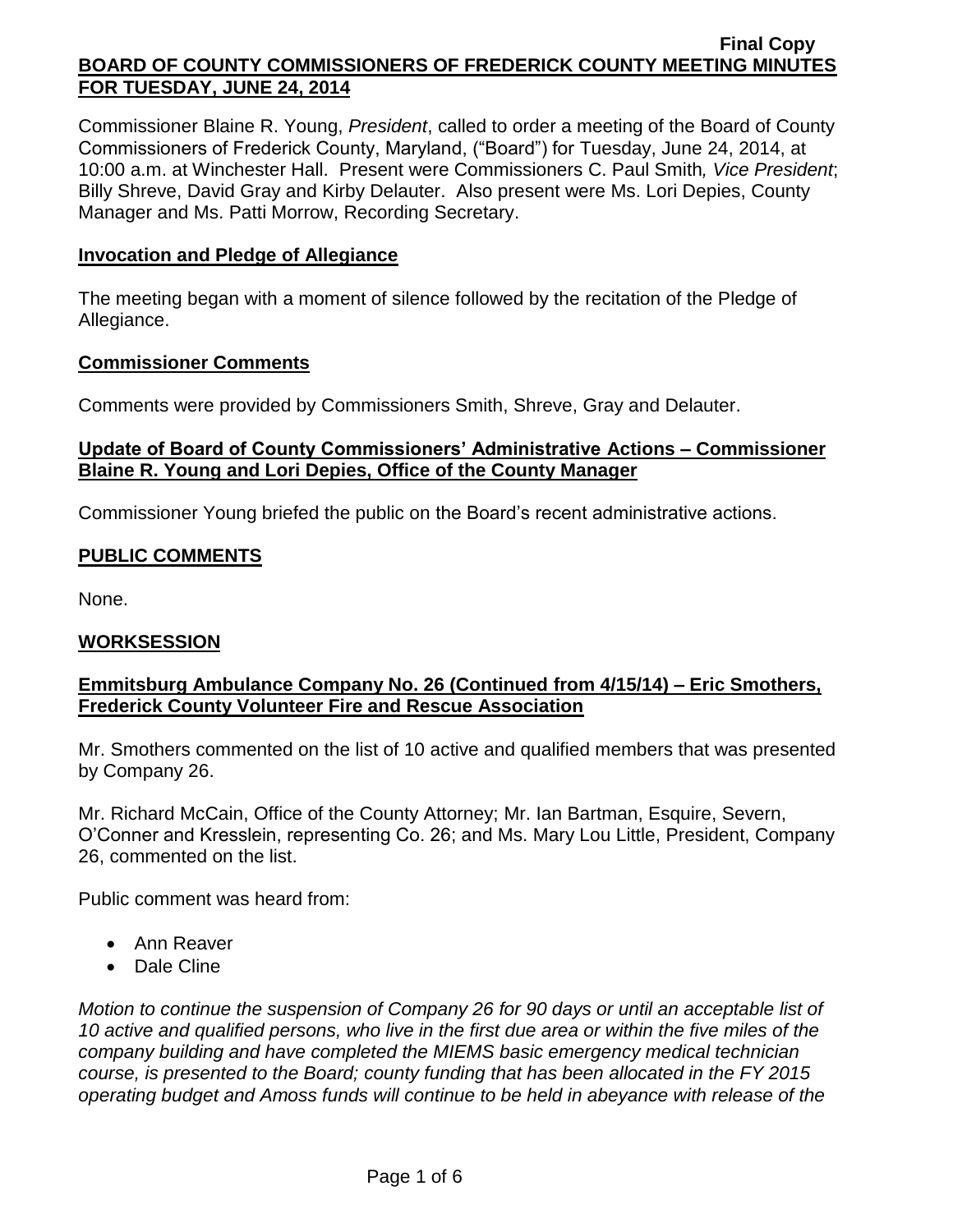**Final Copy**

# BOARD OF COUNTY COMMISSIONERS OF FREDERICK COUNTY MEETING MINUTES FOR TUESDAY, JUNE 24, 2014

Commissioner Blaine R. Young, *President*, called to order a meeting of the Board of County Commissioners of Frederick County, Maryland, ("Board") for Tuesday, June 24, 2014, at 10:00 a.m. at Winchester Hall. Present were Commissioners C. Paul Smith*, Vice President*; Billy Shreve, David Gray and Kirby Delauter. Also present were Ms. Lori Depies, County Manager and Ms. Patti Morrow, Recording Secretary.

## Invocation and Pledge of Allegiance

The meeting began with a moment of silence followed by the recitation of the Pledge of Allegiance.

## Commissioner Comments

Comments were provided by Commissioners Smith, Shreve, Gray and Delauter.

## Update of Board of County Commissioners' Administrative Actions – Commissioner Blaine R. Young and Lori Depies, Office of the County Manager

Commissioner Young briefed the public on the Board's recent administrative actions.

## PUBLIC COMMENTS

None.

## WORKSESSION

## Emmitsburg Ambulance Company No. 26 (Continued from 4/15/14) – Eric Smothers, Frederick County Volunteer Fire and Rescue Association

Mr. Smothers commented on the list of 10 active and qualified members that was presented by Company 26.

Mr. Richard McCain, Office of the County Attorney; Mr. Ian Bartman, Esquire, Severn, O'Conner and Kresslein, representing Co. 26; and Ms. Mary Lou Little, President, Company 26, commented on the list.

Public comment was heard from:

- Ann Reaver
- Dale Cline

*Motion to continue the suspension of Company 26 for 90 days or until an acceptable list of 10 active and qualified persons, who live in the first due area or within the five miles of the company building and have completed the MIEMS basic emergency medical technician course, is presented to the Board; county funding that has been allocated in the FY 2015 operating budget and Amoss funds will continue to be held in abeyance with release of the*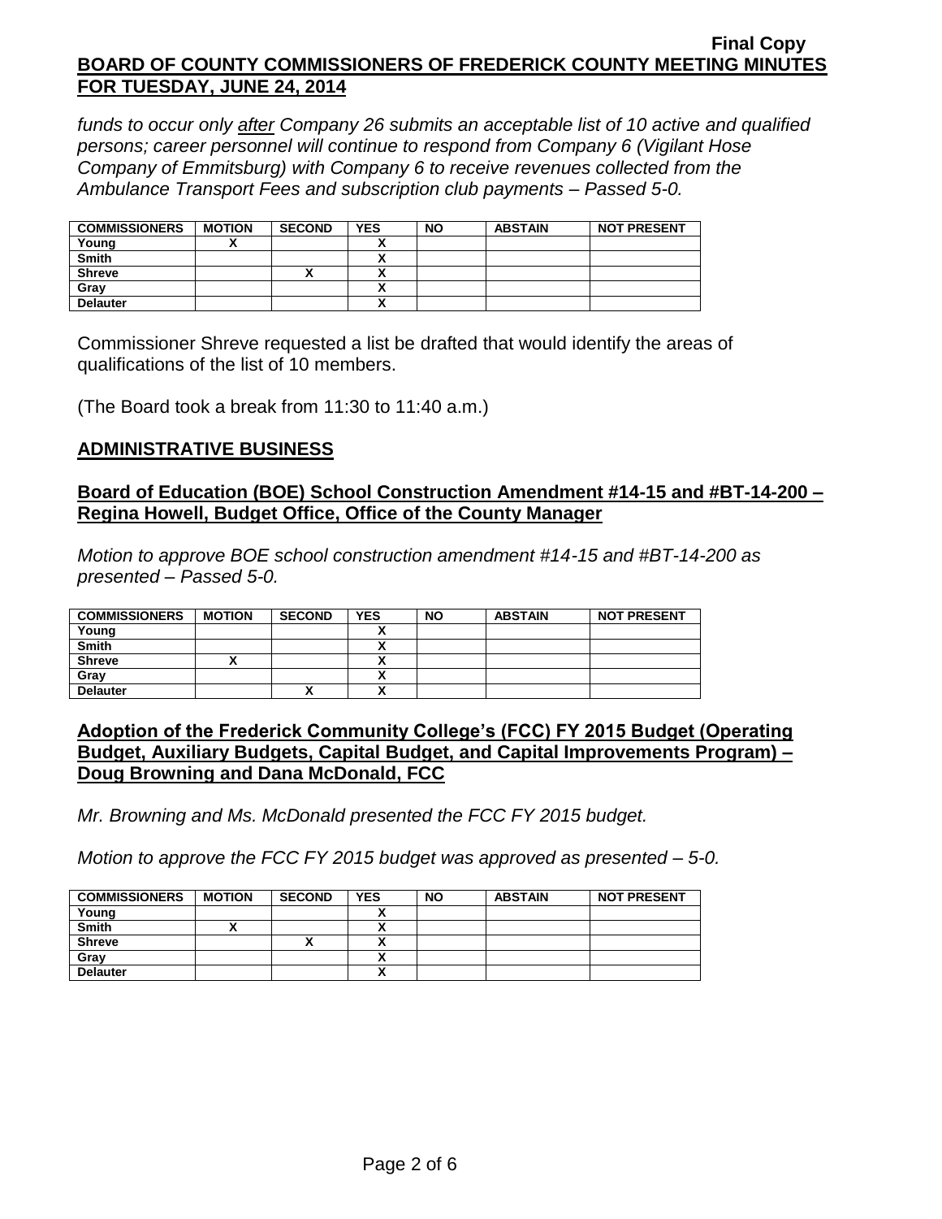*funds to occur only after Company 26 submits an acceptable list of 10 active and qualified persons; career personnel will continue to respond from Company 6 (Vigilant Hose Company of Emmitsburg) with Company 6 to receive revenues collected from the Ambulance Transport Fees and subscription club payments – Passed 5-0.*

| COMMISSIONERS | MOTION | SECOND | YES | NO | ABSTAIN | NOT PRESENT |
|---|---|---|---|---|---|---|
| Young | X | | X | | | |
| Smith | | | X | | | |
| Shreve | | X | X | | | |
| Gray | | | X | | | |
| Delauter | | | X | | | |

Commissioner Shreve requested a list be drafted that would identify the areas of qualifications of the list of 10 members.

(The Board took a break from 11:30 to 11:40 a.m.)

## ADMINISTRATIVE BUSINESS

### Board of Education (BOE) School Construction Amendment #14-15 and #BT-14-200 – Regina Howell, Budget Office, Office of the County Manager

*Motion to approve BOE school construction amendment #14-15 and #BT-14-200 as presented – Passed 5-0.*

| COMMISSIONERS | MOTION | SECOND | YES | NO | ABSTAIN | NOT PRESENT |
|---|---|---|---|---|---|---|
| Young | | | X | | | |
| Smith | | | X | | | |
| Shreve | X | | X | | | |
| Gray | | | X | | | |
| Delauter | | X | X | | | |

### Adoption of the Frederick Community College's (FCC) FY 2015 Budget (Operating Budget, Auxiliary Budgets, Capital Budget, and Capital Improvements Program) – Doug Browning and Dana McDonald, FCC

*Mr. Browning and Ms. McDonald presented the FCC FY 2015 budget.*

*Motion to approve the FCC FY 2015 budget was approved as presented – 5-0.*

| COMMISSIONERS | MOTION | SECOND | YES | NO | ABSTAIN | NOT PRESENT |
|---|---|---|---|---|---|---|
| Young | | | X | | | |
| Smith | X | | X | | | |
| Shreve | | X | X | | | |
| Gray | | | X | | | |
| Delauter | | | X | | | |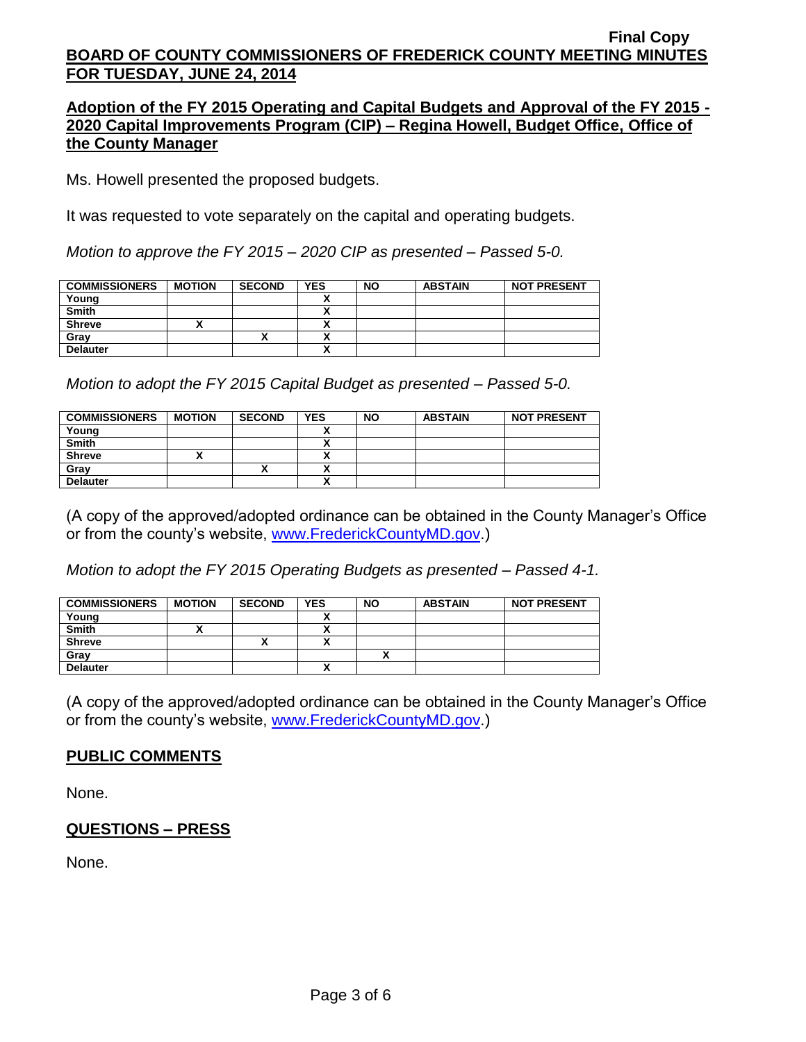Final Copy

**BOARD OF COUNTY COMMISSIONERS OF FREDERICK COUNTY MEETING MINUTES FOR TUESDAY, JUNE 24, 2014**

**Adoption of the FY 2015 Operating and Capital Budgets and Approval of the FY 2015 - 2020 Capital Improvements Program (CIP) – Regina Howell, Budget Office, Office of the County Manager**

Ms. Howell presented the proposed budgets.

It was requested to vote separately on the capital and operating budgets.

*Motion to approve the FY 2015 – 2020 CIP as presented – Passed 5-0.*

| COMMISSIONERS | MOTION | SECOND | YES | NO | ABSTAIN | NOT PRESENT |
|---|---|---|---|---|---|---|
| Young | | | X | | | |
| Smith | | | X | | | |
| Shreve | X | | X | | | |
| Gray | | X | X | | | |
| Delauter | | | X | | | |

*Motion to adopt the FY 2015 Capital Budget as presented – Passed 5-0.*

| COMMISSIONERS | MOTION | SECOND | YES | NO | ABSTAIN | NOT PRESENT |
|---|---|---|---|---|---|---|
| Young | | | X | | | |
| Smith | | | X | | | |
| Shreve | X | | X | | | |
| Gray | | X | X | | | |
| Delauter | | | X | | | |

(A copy of the approved/adopted ordinance can be obtained in the County Manager's Office or from the county's website, www.FrederickCountyMD.gov.)

*Motion to adopt the FY 2015 Operating Budgets as presented – Passed 4-1.*

| COMMISSIONERS | MOTION | SECOND | YES | NO | ABSTAIN | NOT PRESENT |
|---|---|---|---|---|---|---|
| Young | | | X | | | |
| Smith | X | | X | | | |
| Shreve | | X | X | | | |
| Gray | | | | X | | |
| Delauter | | | X | | | |

(A copy of the approved/adopted ordinance can be obtained in the County Manager's Office or from the county's website, www.FrederickCountyMD.gov.)

**PUBLIC COMMENTS**

None.

**QUESTIONS – PRESS**

None.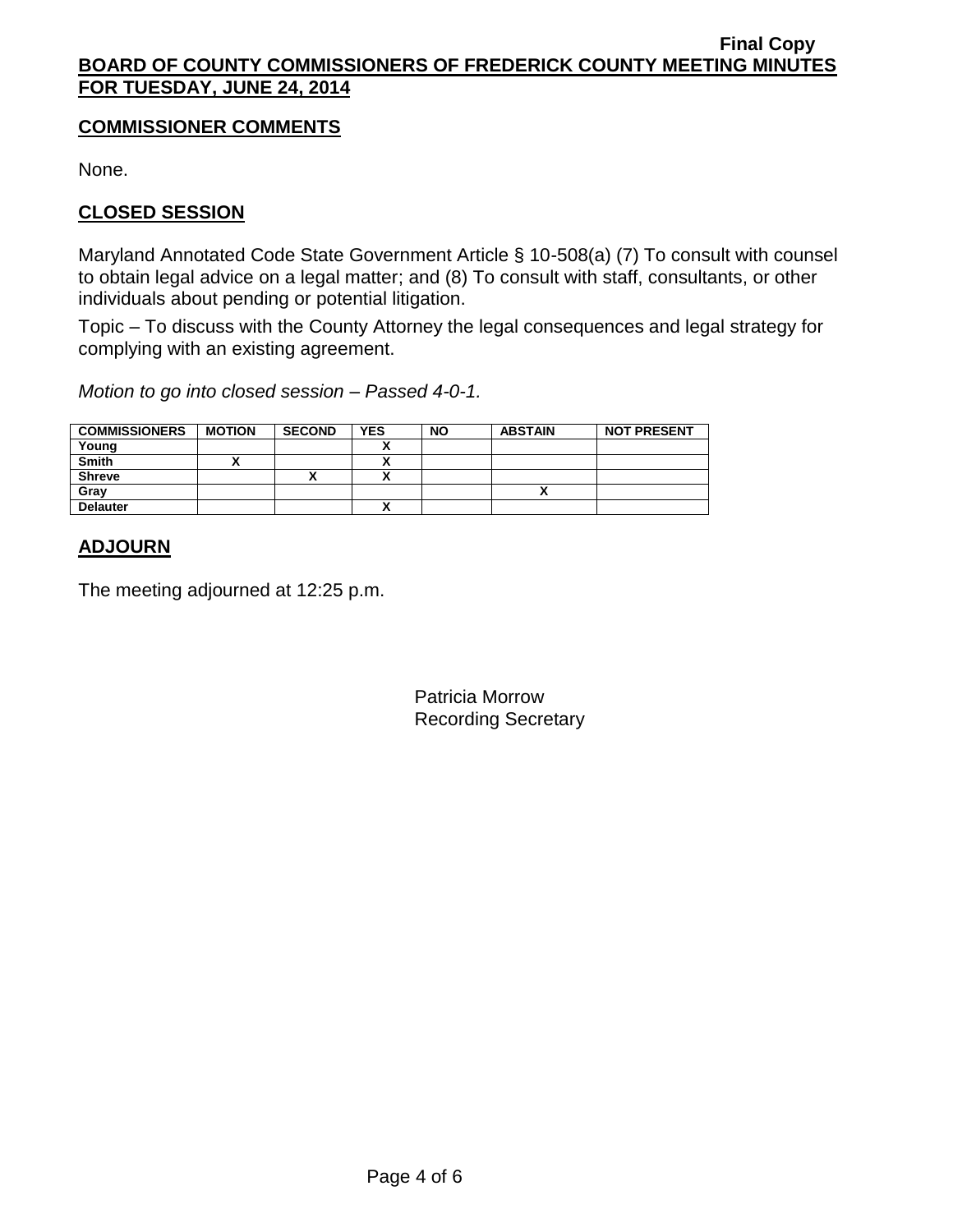## COMMISSIONER COMMENTS

None.

## CLOSED SESSION

Maryland Annotated Code State Government Article § 10-508(a) (7) To consult with counsel to obtain legal advice on a legal matter; and (8) To consult with staff, consultants, or other individuals about pending or potential litigation.

Topic – To discuss with the County Attorney the legal consequences and legal strategy for complying with an existing agreement.

*Motion to go into closed session – Passed 4-0-1.*

| COMMISSIONERS | MOTION | SECOND | YES | NO | ABSTAIN | NOT PRESENT |
|---|---|---|---|---|---|---|
| Young | | | X | | | |
| Smith | X | | X | | | |
| Shreve | | X | X | | | |
| Gray | | | | | X | |
| Delauter | | | X | | | |

## ADJOURN

The meeting adjourned at 12:25 p.m.

Patricia Morrow
Recording Secretary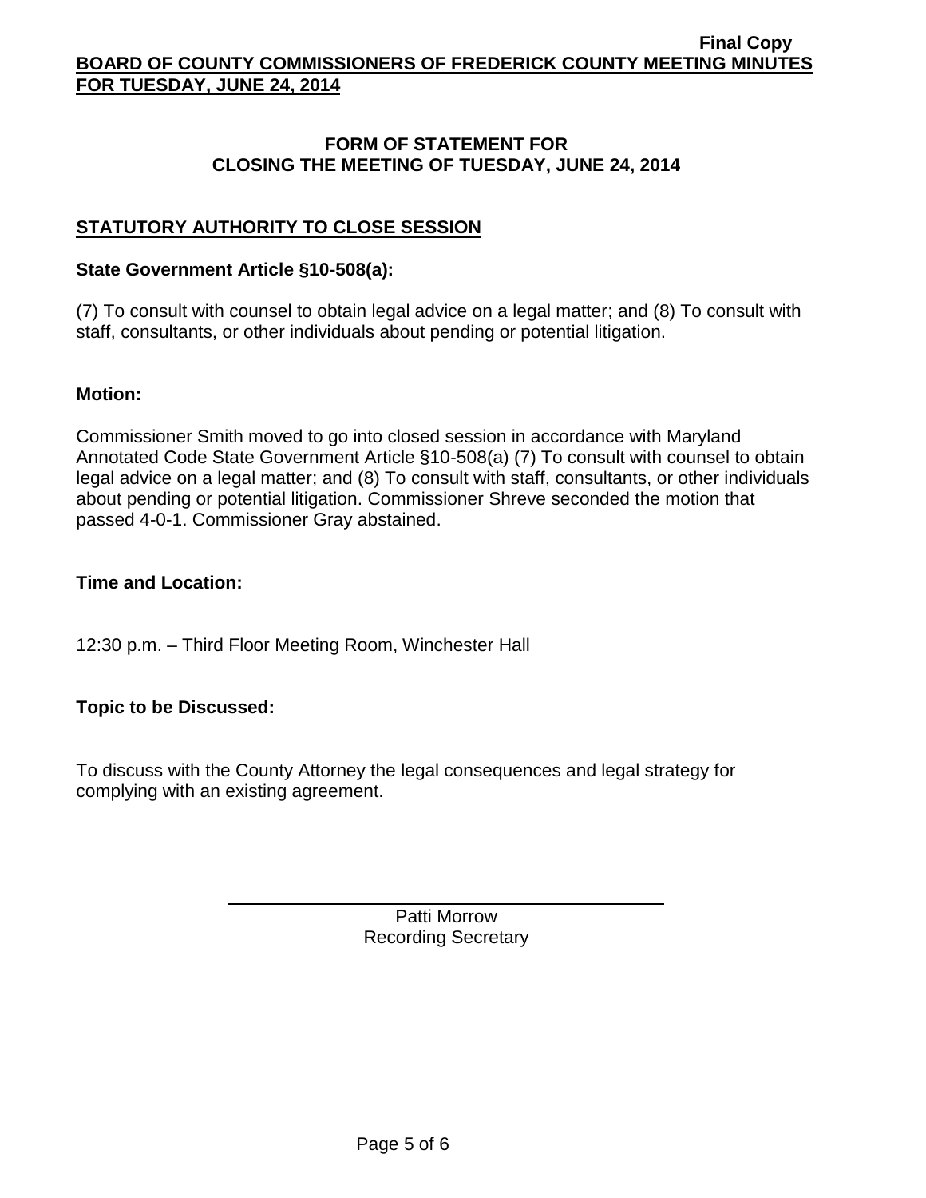## FORM OF STATEMENT FOR CLOSING THE MEETING OF TUESDAY, JUNE 24, 2014

### STATUTORY AUTHORITY TO CLOSE SESSION

**State Government Article §10-508(a):**

(7) To consult with counsel to obtain legal advice on a legal matter; and (8) To consult with staff, consultants, or other individuals about pending or potential litigation.

**Motion:**

Commissioner Smith moved to go into closed session in accordance with Maryland Annotated Code State Government Article §10-508(a) (7) To consult with counsel to obtain legal advice on a legal matter; and (8) To consult with staff, consultants, or other individuals about pending or potential litigation. Commissioner Shreve seconded the motion that passed 4-0-1. Commissioner Gray abstained.

**Time and Location:**

12:30 p.m. – Third Floor Meeting Room, Winchester Hall

**Topic to be Discussed:**

To discuss with the County Attorney the legal consequences and legal strategy for complying with an existing agreement.

Patti Morrow
Recording Secretary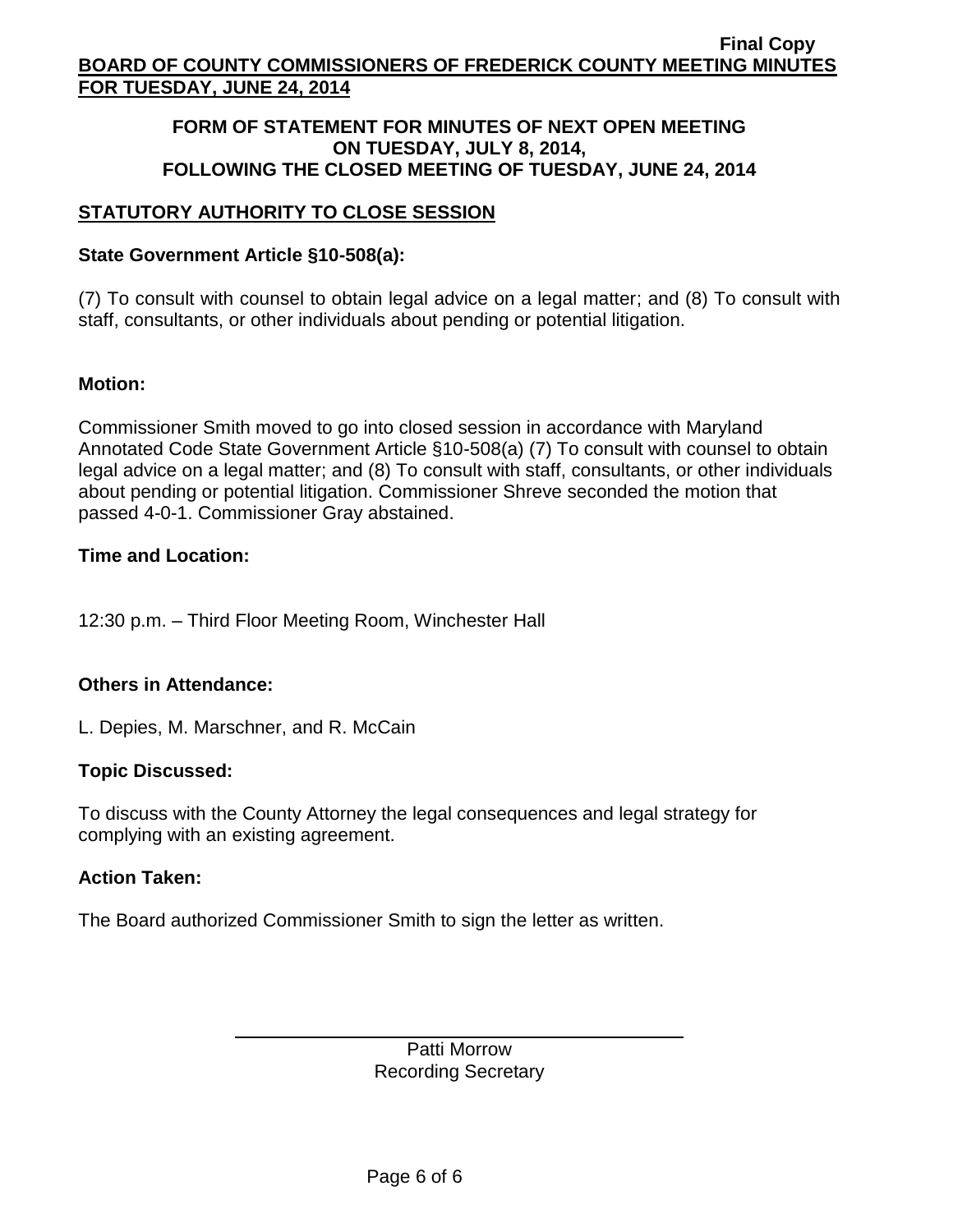**FORM OF STATEMENT FOR MINUTES OF NEXT OPEN MEETING ON TUESDAY, JULY 8, 2014, FOLLOWING THE CLOSED MEETING OF TUESDAY, JUNE 24, 2014**

## STATUTORY AUTHORITY TO CLOSE SESSION

**State Government Article §10-508(a):**

(7) To consult with counsel to obtain legal advice on a legal matter; and (8) To consult with staff, consultants, or other individuals about pending or potential litigation.

**Motion:**

Commissioner Smith moved to go into closed session in accordance with Maryland Annotated Code State Government Article §10-508(a) (7) To consult with counsel to obtain legal advice on a legal matter; and (8) To consult with staff, consultants, or other individuals about pending or potential litigation. Commissioner Shreve seconded the motion that passed 4-0-1. Commissioner Gray abstained.

**Time and Location:**

12:30 p.m. – Third Floor Meeting Room, Winchester Hall

**Others in Attendance:**

L. Depies, M. Marschner, and R. McCain

**Topic Discussed:**

To discuss with the County Attorney the legal consequences and legal strategy for complying with an existing agreement.

**Action Taken:**

The Board authorized Commissioner Smith to sign the letter as written.

Patti Morrow
Recording Secretary